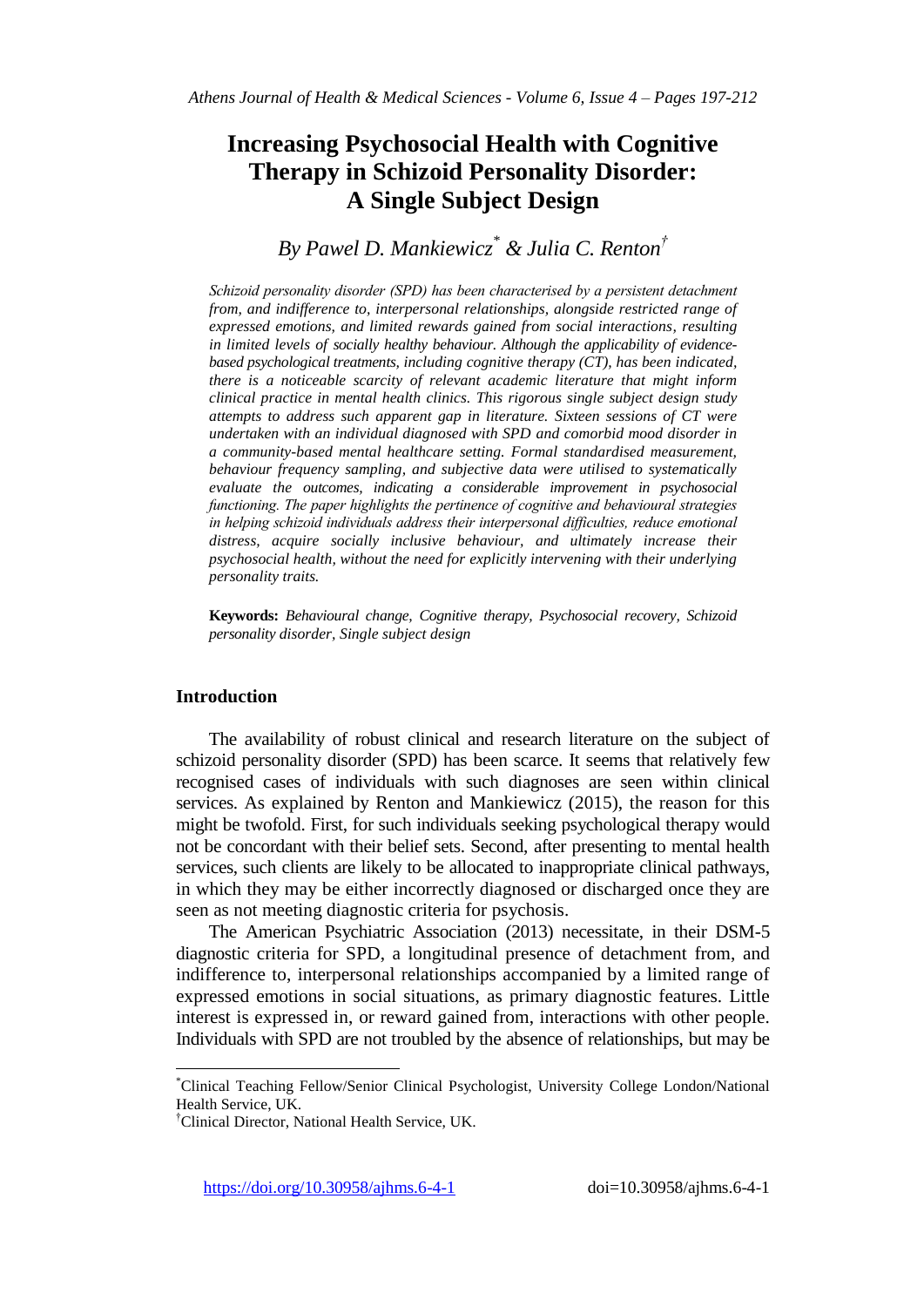# Increasing Psychosocial Health with Cognitive Therapy in Schizoid Personality Disorder: A Single Subject Design

*By Pawel D. Mankiewicz[*] & Julia C. Renton[†]*

*Schizoid personality disorder (SPD) has been characterised by a persistent detachment from, and indifference to, interpersonal relationships, alongside restricted range of expressed emotions, and limited rewards gained from social interactions, resulting in limited levels of socially healthy behaviour. Although the applicability of evidence-based psychological treatments, including cognitive therapy (CT), has been indicated, there is a noticeable scarcity of relevant academic literature that might inform clinical practice in mental health clinics. This rigorous single subject design study attempts to address such apparent gap in literature. Sixteen sessions of CT were undertaken with an individual diagnosed with SPD and comorbid mood disorder in a community-based mental healthcare setting. Formal standardised measurement, behaviour frequency sampling, and subjective data were utilised to systematically evaluate the outcomes, indicating a considerable improvement in psychosocial functioning. The paper highlights the pertinence of cognitive and behavioural strategies in helping schizoid individuals address their interpersonal difficulties, reduce emotional distress, acquire socially inclusive behaviour, and ultimately increase their psychosocial health, without the need for explicitly intervening with their underlying personality traits.*

**Keywords:** *Behavioural change, Cognitive therapy, Psychosocial recovery, Schizoid personality disorder, Single subject design*

## Introduction

The availability of robust clinical and research literature on the subject of schizoid personality disorder (SPD) has been scarce. It seems that relatively few recognised cases of individuals with such diagnoses are seen within clinical services. As explained by Renton and Mankiewicz (2015), the reason for this might be twofold. First, for such individuals seeking psychological therapy would not be concordant with their belief sets. Second, after presenting to mental health services, such clients are likely to be allocated to inappropriate clinical pathways, in which they may be either incorrectly diagnosed or discharged once they are seen as not meeting diagnostic criteria for psychosis.

The American Psychiatric Association (2013) necessitate, in their DSM-5 diagnostic criteria for SPD, a longitudinal presence of detachment from, and indifference to, interpersonal relationships accompanied by a limited range of expressed emotions in social situations, as primary diagnostic features. Little interest is expressed in, or reward gained from, interactions with other people. Individuals with SPD are not troubled by the absence of relationships, but may be

---

[*] Clinical Teaching Fellow/Senior Clinical Psychologist, University College London/National Health Service, UK.

[†] Clinical Director, National Health Service, UK.

https://doi.org/10.30958/ajhms.6-4-1 doi=10.30958/ajhms.6-4-1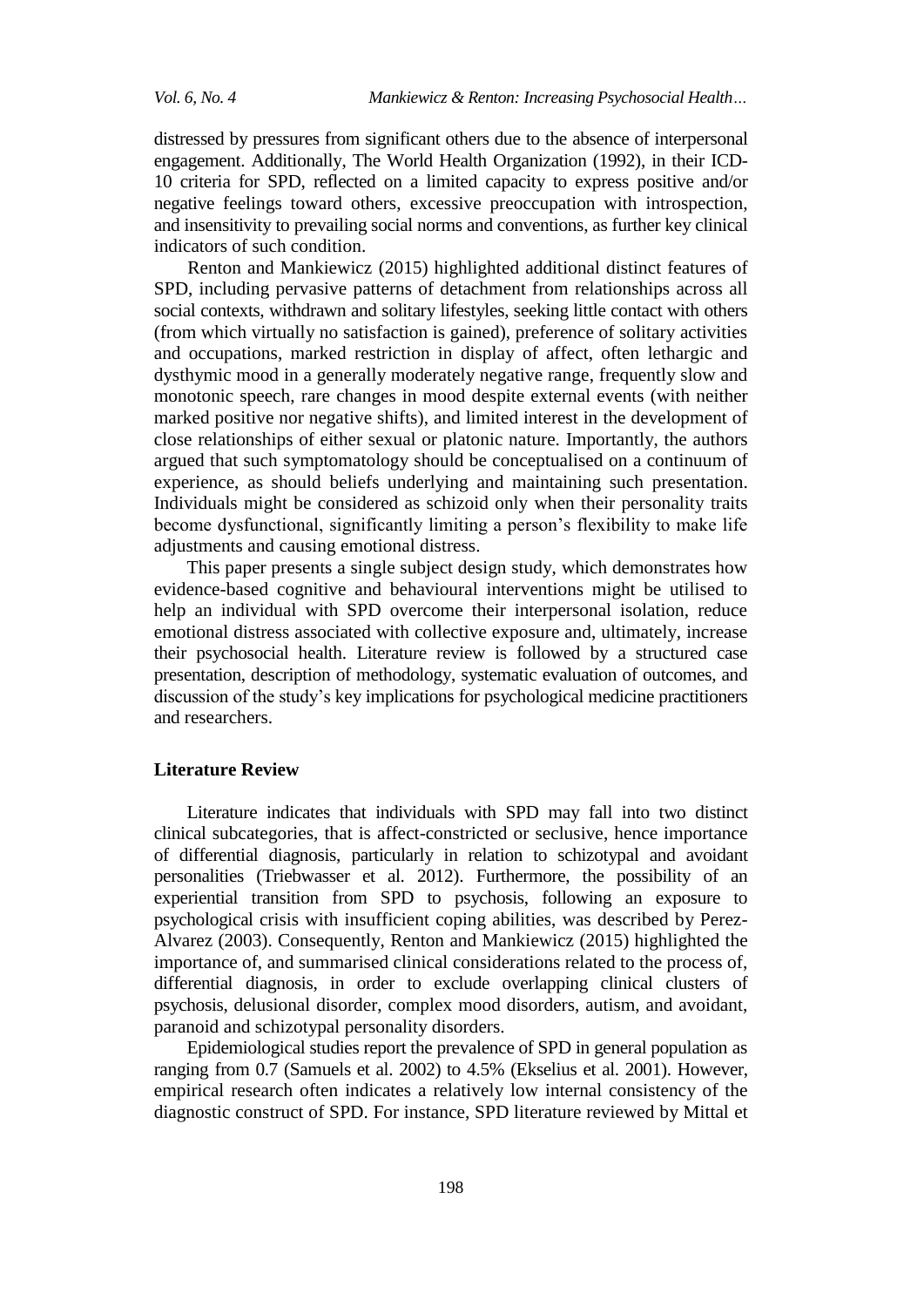distressed by pressures from significant others due to the absence of interpersonal engagement. Additionally, The World Health Organization (1992), in their ICD-10 criteria for SPD, reflected on a limited capacity to express positive and/or negative feelings toward others, excessive preoccupation with introspection, and insensitivity to prevailing social norms and conventions, as further key clinical indicators of such condition.

Renton and Mankiewicz (2015) highlighted additional distinct features of SPD, including pervasive patterns of detachment from relationships across all social contexts, withdrawn and solitary lifestyles, seeking little contact with others (from which virtually no satisfaction is gained), preference of solitary activities and occupations, marked restriction in display of affect, often lethargic and dysthymic mood in a generally moderately negative range, frequently slow and monotonic speech, rare changes in mood despite external events (with neither marked positive nor negative shifts), and limited interest in the development of close relationships of either sexual or platonic nature. Importantly, the authors argued that such symptomatology should be conceptualised on a continuum of experience, as should beliefs underlying and maintaining such presentation. Individuals might be considered as schizoid only when their personality traits become dysfunctional, significantly limiting a person's flexibility to make life adjustments and causing emotional distress.

This paper presents a single subject design study, which demonstrates how evidence-based cognitive and behavioural interventions might be utilised to help an individual with SPD overcome their interpersonal isolation, reduce emotional distress associated with collective exposure and, ultimately, increase their psychosocial health. Literature review is followed by a structured case presentation, description of methodology, systematic evaluation of outcomes, and discussion of the study's key implications for psychological medicine practitioners and researchers.

## Literature Review

Literature indicates that individuals with SPD may fall into two distinct clinical subcategories, that is affect-constricted or seclusive, hence importance of differential diagnosis, particularly in relation to schizotypal and avoidant personalities (Triebwasser et al. 2012). Furthermore, the possibility of an experiential transition from SPD to psychosis, following an exposure to psychological crisis with insufficient coping abilities, was described by Perez-Alvarez (2003). Consequently, Renton and Mankiewicz (2015) highlighted the importance of, and summarised clinical considerations related to the process of, differential diagnosis, in order to exclude overlapping clinical clusters of psychosis, delusional disorder, complex mood disorders, autism, and avoidant, paranoid and schizotypal personality disorders.

Epidemiological studies report the prevalence of SPD in general population as ranging from 0.7 (Samuels et al. 2002) to 4.5% (Ekselius et al. 2001). However, empirical research often indicates a relatively low internal consistency of the diagnostic construct of SPD. For instance, SPD literature reviewed by Mittal et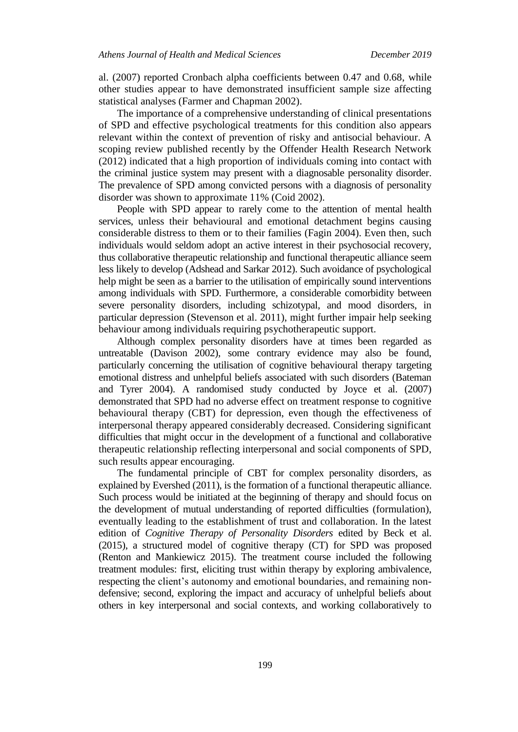al. (2007) reported Cronbach alpha coefficients between 0.47 and 0.68, while other studies appear to have demonstrated insufficient sample size affecting statistical analyses (Farmer and Chapman 2002).

The importance of a comprehensive understanding of clinical presentations of SPD and effective psychological treatments for this condition also appears relevant within the context of prevention of risky and antisocial behaviour. A scoping review published recently by the Offender Health Research Network (2012) indicated that a high proportion of individuals coming into contact with the criminal justice system may present with a diagnosable personality disorder. The prevalence of SPD among convicted persons with a diagnosis of personality disorder was shown to approximate 11% (Coid 2002).

People with SPD appear to rarely come to the attention of mental health services, unless their behavioural and emotional detachment begins causing considerable distress to them or to their families (Fagin 2004). Even then, such individuals would seldom adopt an active interest in their psychosocial recovery, thus collaborative therapeutic relationship and functional therapeutic alliance seem less likely to develop (Adshead and Sarkar 2012). Such avoidance of psychological help might be seen as a barrier to the utilisation of empirically sound interventions among individuals with SPD. Furthermore, a considerable comorbidity between severe personality disorders, including schizotypal, and mood disorders, in particular depression (Stevenson et al. 2011), might further impair help seeking behaviour among individuals requiring psychotherapeutic support.

Although complex personality disorders have at times been regarded as untreatable (Davison 2002), some contrary evidence may also be found, particularly concerning the utilisation of cognitive behavioural therapy targeting emotional distress and unhelpful beliefs associated with such disorders (Bateman and Tyrer 2004). A randomised study conducted by Joyce et al. (2007) demonstrated that SPD had no adverse effect on treatment response to cognitive behavioural therapy (CBT) for depression, even though the effectiveness of interpersonal therapy appeared considerably decreased. Considering significant difficulties that might occur in the development of a functional and collaborative therapeutic relationship reflecting interpersonal and social components of SPD, such results appear encouraging.

The fundamental principle of CBT for complex personality disorders, as explained by Evershed (2011), is the formation of a functional therapeutic alliance. Such process would be initiated at the beginning of therapy and should focus on the development of mutual understanding of reported difficulties (formulation), eventually leading to the establishment of trust and collaboration. In the latest edition of *Cognitive Therapy of Personality Disorders* edited by Beck et al. (2015), a structured model of cognitive therapy (CT) for SPD was proposed (Renton and Mankiewicz 2015). The treatment course included the following treatment modules: first, eliciting trust within therapy by exploring ambivalence, respecting the client's autonomy and emotional boundaries, and remaining non-defensive; second, exploring the impact and accuracy of unhelpful beliefs about others in key interpersonal and social contexts, and working collaboratively to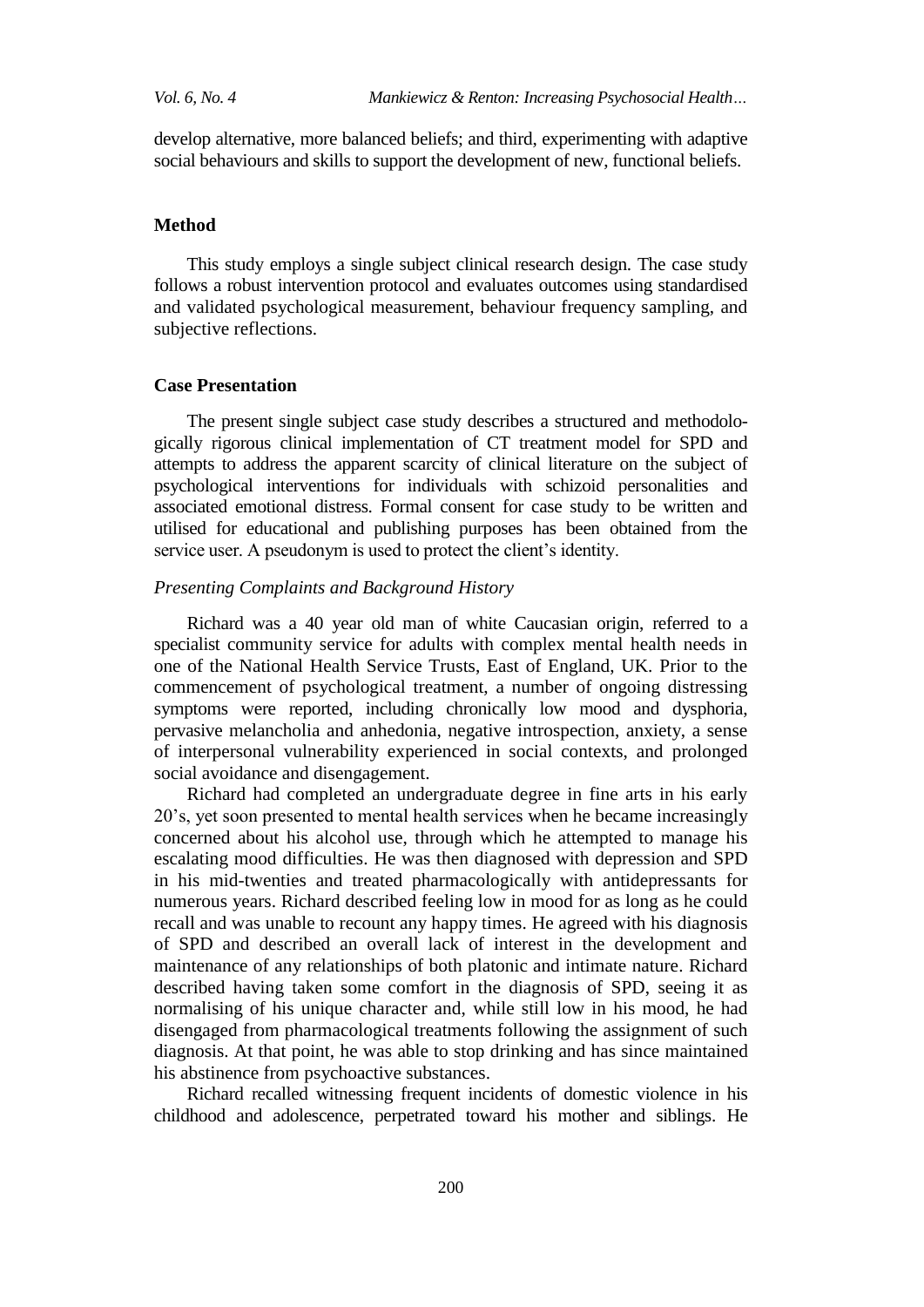develop alternative, more balanced beliefs; and third, experimenting with adaptive social behaviours and skills to support the development of new, functional beliefs.

## Method

This study employs a single subject clinical research design. The case study follows a robust intervention protocol and evaluates outcomes using standardised and validated psychological measurement, behaviour frequency sampling, and subjective reflections.

## Case Presentation

The present single subject case study describes a structured and methodologically rigorous clinical implementation of CT treatment model for SPD and attempts to address the apparent scarcity of clinical literature on the subject of psychological interventions for individuals with schizoid personalities and associated emotional distress. Formal consent for case study to be written and utilised for educational and publishing purposes has been obtained from the service user. A pseudonym is used to protect the client's identity.

### *Presenting Complaints and Background History*

Richard was a 40 year old man of white Caucasian origin, referred to a specialist community service for adults with complex mental health needs in one of the National Health Service Trusts, East of England, UK. Prior to the commencement of psychological treatment, a number of ongoing distressing symptoms were reported, including chronically low mood and dysphoria, pervasive melancholia and anhedonia, negative introspection, anxiety, a sense of interpersonal vulnerability experienced in social contexts, and prolonged social avoidance and disengagement.

Richard had completed an undergraduate degree in fine arts in his early 20's, yet soon presented to mental health services when he became increasingly concerned about his alcohol use, through which he attempted to manage his escalating mood difficulties. He was then diagnosed with depression and SPD in his mid-twenties and treated pharmacologically with antidepressants for numerous years. Richard described feeling low in mood for as long as he could recall and was unable to recount any happy times. He agreed with his diagnosis of SPD and described an overall lack of interest in the development and maintenance of any relationships of both platonic and intimate nature. Richard described having taken some comfort in the diagnosis of SPD, seeing it as normalising of his unique character and, while still low in his mood, he had disengaged from pharmacological treatments following the assignment of such diagnosis. At that point, he was able to stop drinking and has since maintained his abstinence from psychoactive substances.

Richard recalled witnessing frequent incidents of domestic violence in his childhood and adolescence, perpetrated toward his mother and siblings. He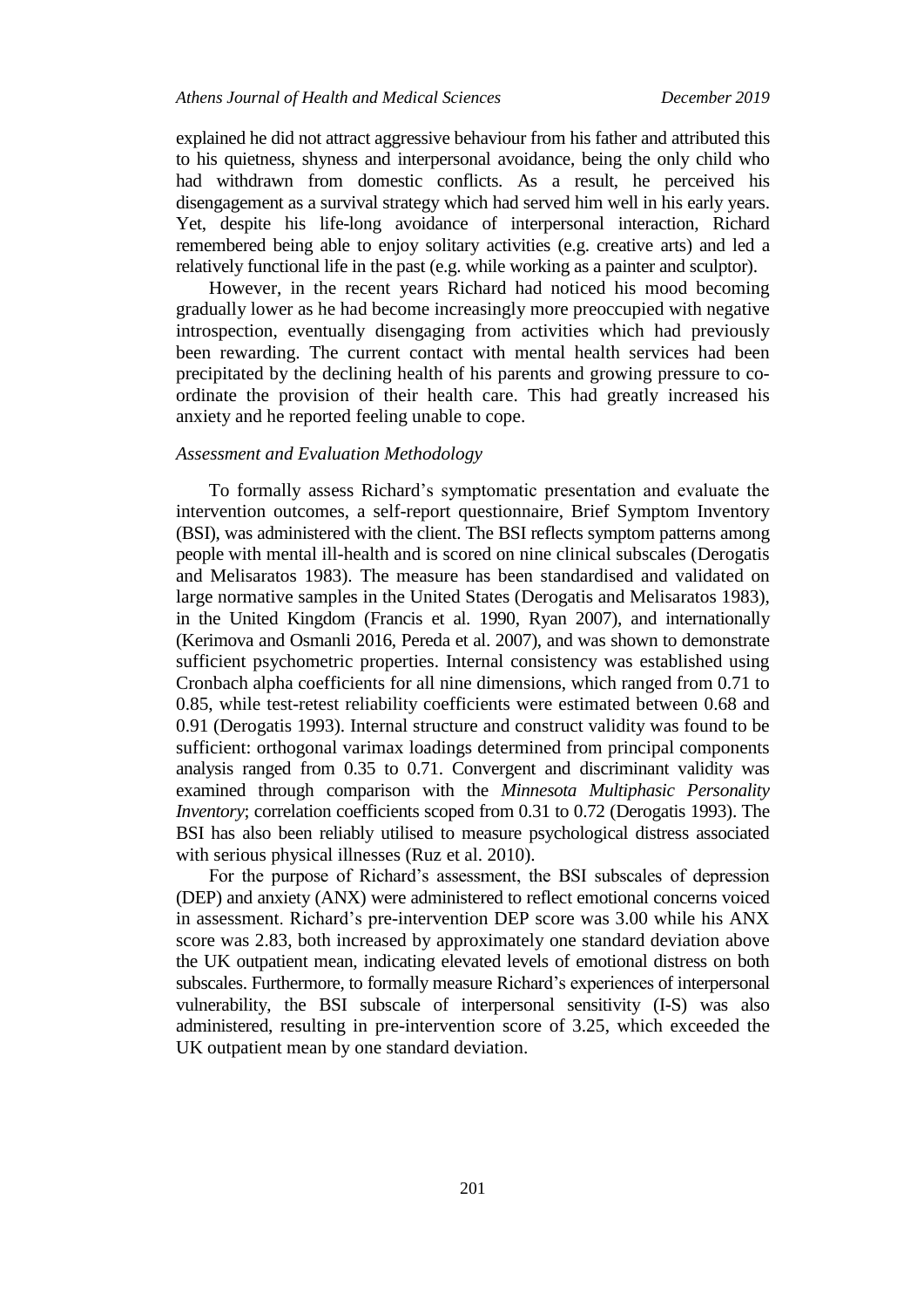explained he did not attract aggressive behaviour from his father and attributed this to his quietness, shyness and interpersonal avoidance, being the only child who had withdrawn from domestic conflicts. As a result, he perceived his disengagement as a survival strategy which had served him well in his early years. Yet, despite his life-long avoidance of interpersonal interaction, Richard remembered being able to enjoy solitary activities (e.g. creative arts) and led a relatively functional life in the past (e.g. while working as a painter and sculptor).

However, in the recent years Richard had noticed his mood becoming gradually lower as he had become increasingly more preoccupied with negative introspection, eventually disengaging from activities which had previously been rewarding. The current contact with mental health services had been precipitated by the declining health of his parents and growing pressure to co-ordinate the provision of their health care. This had greatly increased his anxiety and he reported feeling unable to cope.

### *Assessment and Evaluation Methodology*

To formally assess Richard's symptomatic presentation and evaluate the intervention outcomes, a self-report questionnaire, Brief Symptom Inventory (BSI), was administered with the client. The BSI reflects symptom patterns among people with mental ill-health and is scored on nine clinical subscales (Derogatis and Melisaratos 1983). The measure has been standardised and validated on large normative samples in the United States (Derogatis and Melisaratos 1983), in the United Kingdom (Francis et al. 1990, Ryan 2007), and internationally (Kerimova and Osmanli 2016, Pereda et al. 2007), and was shown to demonstrate sufficient psychometric properties. Internal consistency was established using Cronbach alpha coefficients for all nine dimensions, which ranged from 0.71 to 0.85, while test-retest reliability coefficients were estimated between 0.68 and 0.91 (Derogatis 1993). Internal structure and construct validity was found to be sufficient: orthogonal varimax loadings determined from principal components analysis ranged from 0.35 to 0.71. Convergent and discriminant validity was examined through comparison with the *Minnesota Multiphasic Personality Inventory*; correlation coefficients scoped from 0.31 to 0.72 (Derogatis 1993). The BSI has also been reliably utilised to measure psychological distress associated with serious physical illnesses (Ruz et al. 2010).

For the purpose of Richard's assessment, the BSI subscales of depression (DEP) and anxiety (ANX) were administered to reflect emotional concerns voiced in assessment. Richard's pre-intervention DEP score was 3.00 while his ANX score was 2.83, both increased by approximately one standard deviation above the UK outpatient mean, indicating elevated levels of emotional distress on both subscales. Furthermore, to formally measure Richard's experiences of interpersonal vulnerability, the BSI subscale of interpersonal sensitivity (I-S) was also administered, resulting in pre-intervention score of 3.25, which exceeded the UK outpatient mean by one standard deviation.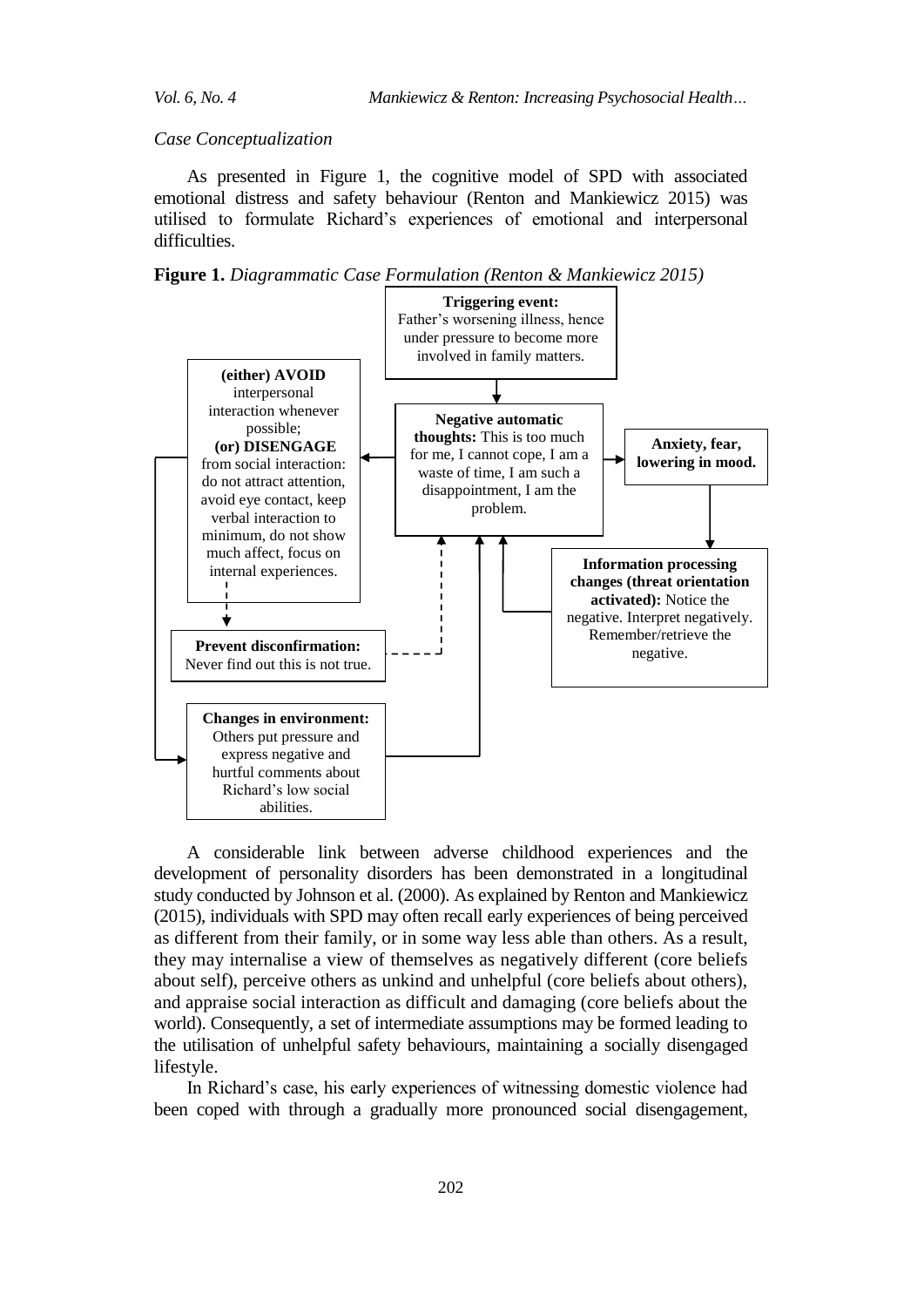*Case Conceptualization*

As presented in Figure 1, the cognitive model of SPD with associated emotional distress and safety behaviour (Renton and Mankiewicz 2015) was utilised to formulate Richard's experiences of emotional and interpersonal difficulties.

**Figure 1.** *Diagrammatic Case Formulation (Renton & Mankiewicz 2015)*

**Triggering event:** Father's worsening illness, hence under pressure to become more involved in family matters.

**Negative automatic thoughts:** This is too much for me, I cannot cope, I am a waste of time, I am such a disappointment, I am the problem.

**Anxiety, fear, lowering in mood.**

**Information processing changes (threat orientation activated):** Notice the negative. Interpret negatively. Remember/retrieve the negative.

**(either) AVOID** interpersonal interaction whenever possible; **(or) DISENGAGE** from social interaction: do not attract attention, avoid eye contact, keep verbal interaction to minimum, do not show much affect, focus on internal experiences.

**Prevent disconfirmation:** Never find out this is not true.

**Changes in environment:** Others put pressure and express negative and hurtful comments about Richard's low social abilities.

A considerable link between adverse childhood experiences and the development of personality disorders has been demonstrated in a longitudinal study conducted by Johnson et al. (2000). As explained by Renton and Mankiewicz (2015), individuals with SPD may often recall early experiences of being perceived as different from their family, or in some way less able than others. As a result, they may internalise a view of themselves as negatively different (core beliefs about self), perceive others as unkind and unhelpful (core beliefs about others), and appraise social interaction as difficult and damaging (core beliefs about the world). Consequently, a set of intermediate assumptions may be formed leading to the utilisation of unhelpful safety behaviours, maintaining a socially disengaged lifestyle.

In Richard's case, his early experiences of witnessing domestic violence had been coped with through a gradually more pronounced social disengagement,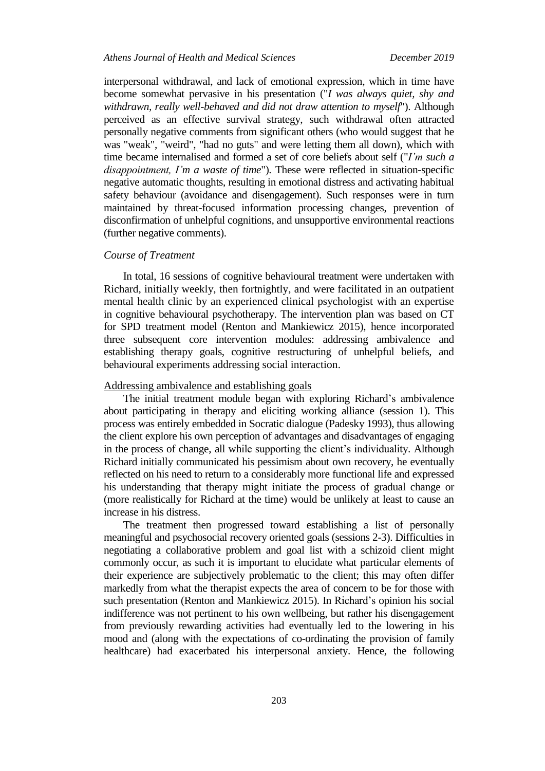interpersonal withdrawal, and lack of emotional expression, which in time have become somewhat pervasive in his presentation ("*I was always quiet, shy and withdrawn, really well-behaved and did not draw attention to myself*"). Although perceived as an effective survival strategy, such withdrawal often attracted personally negative comments from significant others (who would suggest that he was "weak", "weird", "had no guts" and were letting them all down), which with time became internalised and formed a set of core beliefs about self ("*I'm such a disappointment, I'm a waste of time*"). These were reflected in situation-specific negative automatic thoughts, resulting in emotional distress and activating habitual safety behaviour (avoidance and disengagement). Such responses were in turn maintained by threat-focused information processing changes, prevention of disconfirmation of unhelpful cognitions, and unsupportive environmental reactions (further negative comments).

### *Course of Treatment*

In total, 16 sessions of cognitive behavioural treatment were undertaken with Richard, initially weekly, then fortnightly, and were facilitated in an outpatient mental health clinic by an experienced clinical psychologist with an expertise in cognitive behavioural psychotherapy. The intervention plan was based on CT for SPD treatment model (Renton and Mankiewicz 2015), hence incorporated three subsequent core intervention modules: addressing ambivalence and establishing therapy goals, cognitive restructuring of unhelpful beliefs, and behavioural experiments addressing social interaction.

#### Addressing ambivalence and establishing goals

The initial treatment module began with exploring Richard's ambivalence about participating in therapy and eliciting working alliance (session 1). This process was entirely embedded in Socratic dialogue (Padesky 1993), thus allowing the client explore his own perception of advantages and disadvantages of engaging in the process of change, all while supporting the client's individuality. Although Richard initially communicated his pessimism about own recovery, he eventually reflected on his need to return to a considerably more functional life and expressed his understanding that therapy might initiate the process of gradual change or (more realistically for Richard at the time) would be unlikely at least to cause an increase in his distress.

The treatment then progressed toward establishing a list of personally meaningful and psychosocial recovery oriented goals (sessions 2-3). Difficulties in negotiating a collaborative problem and goal list with a schizoid client might commonly occur, as such it is important to elucidate what particular elements of their experience are subjectively problematic to the client; this may often differ markedly from what the therapist expects the area of concern to be for those with such presentation (Renton and Mankiewicz 2015). In Richard's opinion his social indifference was not pertinent to his own wellbeing, but rather his disengagement from previously rewarding activities had eventually led to the lowering in his mood and (along with the expectations of co-ordinating the provision of family healthcare) had exacerbated his interpersonal anxiety. Hence, the following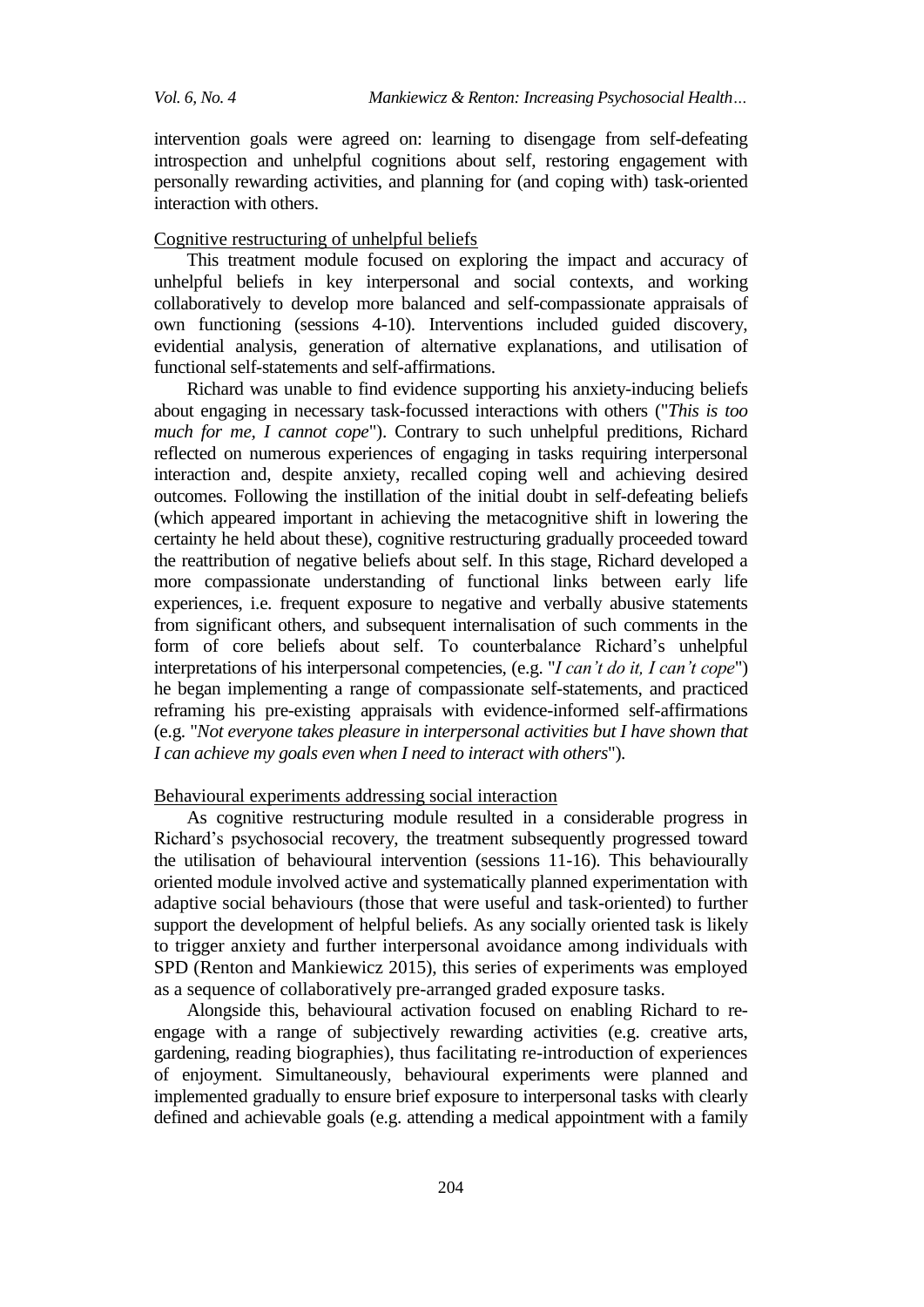intervention goals were agreed on: learning to disengage from self-defeating introspection and unhelpful cognitions about self, restoring engagement with personally rewarding activities, and planning for (and coping with) task-oriented interaction with others.

Cognitive restructuring of unhelpful beliefs

This treatment module focused on exploring the impact and accuracy of unhelpful beliefs in key interpersonal and social contexts, and working collaboratively to develop more balanced and self-compassionate appraisals of own functioning (sessions 4-10). Interventions included guided discovery, evidential analysis, generation of alternative explanations, and utilisation of functional self-statements and self-affirmations.

Richard was unable to find evidence supporting his anxiety-inducing beliefs about engaging in necessary task-focussed interactions with others ("*This is too much for me, I cannot cope*"). Contrary to such unhelpful preditions, Richard reflected on numerous experiences of engaging in tasks requiring interpersonal interaction and, despite anxiety, recalled coping well and achieving desired outcomes. Following the instillation of the initial doubt in self-defeating beliefs (which appeared important in achieving the metacognitive shift in lowering the certainty he held about these), cognitive restructuring gradually proceeded toward the reattribution of negative beliefs about self. In this stage, Richard developed a more compassionate understanding of functional links between early life experiences, i.e. frequent exposure to negative and verbally abusive statements from significant others, and subsequent internalisation of such comments in the form of core beliefs about self. To counterbalance Richard's unhelpful interpretations of his interpersonal competencies, (e.g. "*I can't do it, I can't cope*") he began implementing a range of compassionate self-statements, and practiced reframing his pre-existing appraisals with evidence-informed self-affirmations (e.g. "*Not everyone takes pleasure in interpersonal activities but I have shown that I can achieve my goals even when I need to interact with others*").

Behavioural experiments addressing social interaction

As cognitive restructuring module resulted in a considerable progress in Richard's psychosocial recovery, the treatment subsequently progressed toward the utilisation of behavioural intervention (sessions 11-16). This behaviourally oriented module involved active and systematically planned experimentation with adaptive social behaviours (those that were useful and task-oriented) to further support the development of helpful beliefs. As any socially oriented task is likely to trigger anxiety and further interpersonal avoidance among individuals with SPD (Renton and Mankiewicz 2015), this series of experiments was employed as a sequence of collaboratively pre-arranged graded exposure tasks.

Alongside this, behavioural activation focused on enabling Richard to re-engage with a range of subjectively rewarding activities (e.g. creative arts, gardening, reading biographies), thus facilitating re-introduction of experiences of enjoyment. Simultaneously, behavioural experiments were planned and implemented gradually to ensure brief exposure to interpersonal tasks with clearly defined and achievable goals (e.g. attending a medical appointment with a family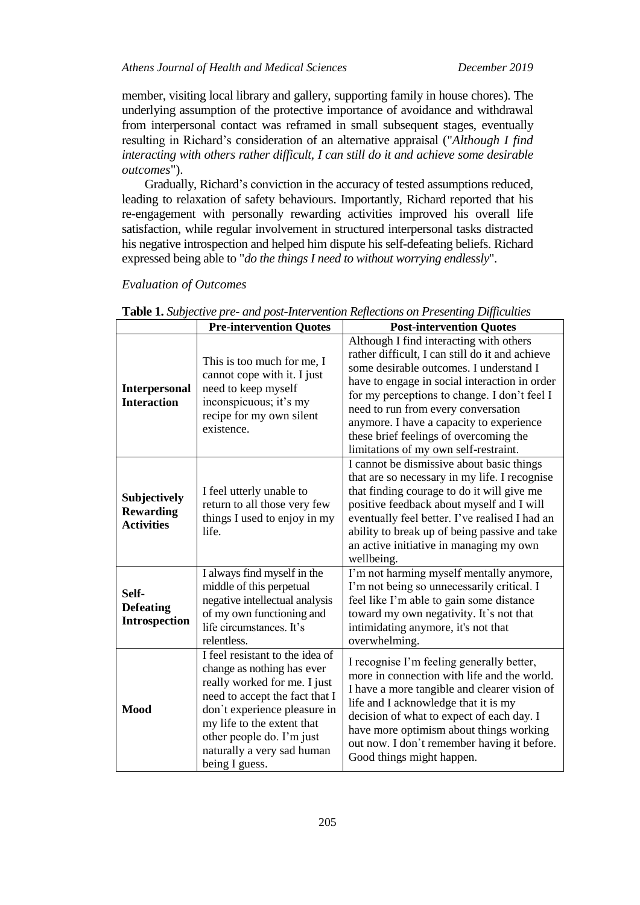member, visiting local library and gallery, supporting family in house chores). The underlying assumption of the protective importance of avoidance and withdrawal from interpersonal contact was reframed in small subsequent stages, eventually resulting in Richard's consideration of an alternative appraisal ("*Although I find interacting with others rather difficult, I can still do it and achieve some desirable outcomes*").

Gradually, Richard's conviction in the accuracy of tested assumptions reduced, leading to relaxation of safety behaviours. Importantly, Richard reported that his re-engagement with personally rewarding activities improved his overall life satisfaction, while regular involvement in structured interpersonal tasks distracted his negative introspection and helped him dispute his self-defeating beliefs. Richard expressed being able to "*do the things I need to without worrying endlessly*".

*Evaluation of Outcomes*

**Table 1.** *Subjective pre- and post-Intervention Reflections on Presenting Difficulties*

| | **Pre-intervention Quotes** | **Post-intervention Quotes** |
|---|---|---|
| **Interpersonal Interaction** | This is too much for me, I cannot cope with it. I just need to keep myself inconspicuous; it's my recipe for my own silent existence. | Although I find interacting with others rather difficult, I can still do it and achieve some desirable outcomes. I understand I have to engage in social interaction in order for my perceptions to change. I don't feel I need to run from every conversation anymore. I have a capacity to experience these brief feelings of overcoming the limitations of my own self-restraint. |
| **Subjectively Rewarding Activities** | I feel utterly unable to return to all those very few things I used to enjoy in my life. | I cannot be dismissive about basic things that are so necessary in my life. I recognise that finding courage to do it will give me positive feedback about myself and I will eventually feel better. I've realised I had an ability to break up of being passive and take an active initiative in managing my own wellbeing. |
| **Self-Defeating Introspection** | I always find myself in the middle of this perpetual negative intellectual analysis of my own functioning and life circumstances. It's relentless. | I'm not harming myself mentally anymore, I'm not being so unnecessarily critical. I feel like I'm able to gain some distance toward my own negativity. It`s not that intimidating anymore, it's not that overwhelming. |
| **Mood** | I feel resistant to the idea of change as nothing has ever really worked for me. I just need to accept the fact that I don`t experience pleasure in my life to the extent that other people do. I'm just naturally a very sad human being I guess. | I recognise I'm feeling generally better, more in connection with life and the world. I have a more tangible and clearer vision of life and I acknowledge that it is my decision of what to expect of each day. I have more optimism about things working out now. I don`t remember having it before. Good things might happen. |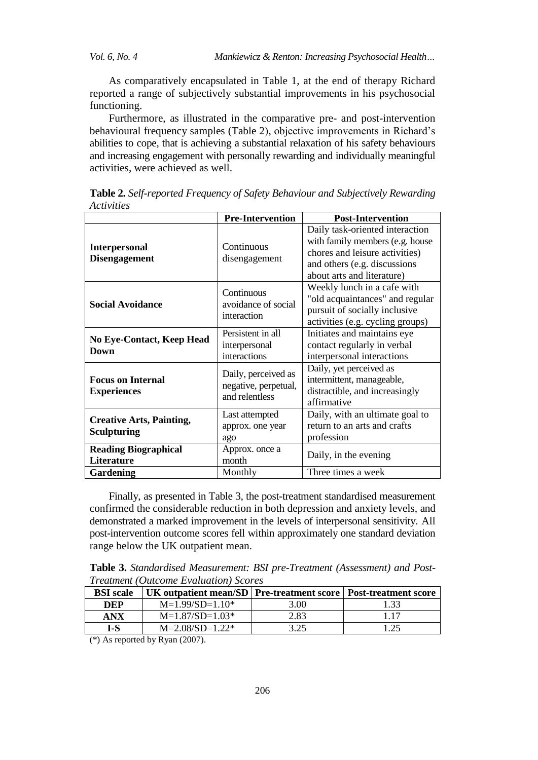As comparatively encapsulated in Table 1, at the end of therapy Richard reported a range of subjectively substantial improvements in his psychosocial functioning.

Furthermore, as illustrated in the comparative pre- and post-intervention behavioural frequency samples (Table 2), objective improvements in Richard's abilities to cope, that is achieving a substantial relaxation of his safety behaviours and increasing engagement with personally rewarding and individually meaningful activities, were achieved as well.

**Table 2.** *Self-reported Frequency of Safety Behaviour and Subjectively Rewarding Activities*

| | **Pre-Intervention** | **Post-Intervention** |
|---|---|---|
| **Interpersonal Disengagement** | Continuous disengagement | Daily task-oriented interaction with family members (e.g. house chores and leisure activities) and others (e.g. discussions about arts and literature) |
| **Social Avoidance** | Continuous avoidance of social interaction | Weekly lunch in a cafe with "old acquaintances" and regular pursuit of socially inclusive activities (e.g. cycling groups) |
| **No Eye-Contact, Keep Head Down** | Persistent in all interpersonal interactions | Initiates and maintains eye contact regularly in verbal interpersonal interactions |
| **Focus on Internal Experiences** | Daily, perceived as negative, perpetual, and relentless | Daily, yet perceived as intermittent, manageable, distractible, and increasingly affirmative |
| **Creative Arts, Painting, Sculpturing** | Last attempted approx. one year ago | Daily, with an ultimate goal to return to an arts and crafts profession |
| **Reading Biographical Literature** | Approx. once a month | Daily, in the evening |
| **Gardening** | Monthly | Three times a week |

Finally, as presented in Table 3, the post-treatment standardised measurement confirmed the considerable reduction in both depression and anxiety levels, and demonstrated a marked improvement in the levels of interpersonal sensitivity. All post-intervention outcome scores fell within approximately one standard deviation range below the UK outpatient mean.

**Table 3.** *Standardised Measurement: BSI pre-Treatment (Assessment) and Post-Treatment (Outcome Evaluation) Scores*

| **BSI scale** | **UK outpatient mean/SD** | **Pre-treatment score** | **Post-treatment score** |
|---|---|---|---|
| **DEP** | M=1.99/SD=1.10* | 3.00 | 1.33 |
| **ANX** | M=1.87/SD=1.03* | 2.83 | 1.17 |
| **I-S** | M=2.08/SD=1.22* | 3.25 | 1.25 |

(*) As reported by Ryan (2007).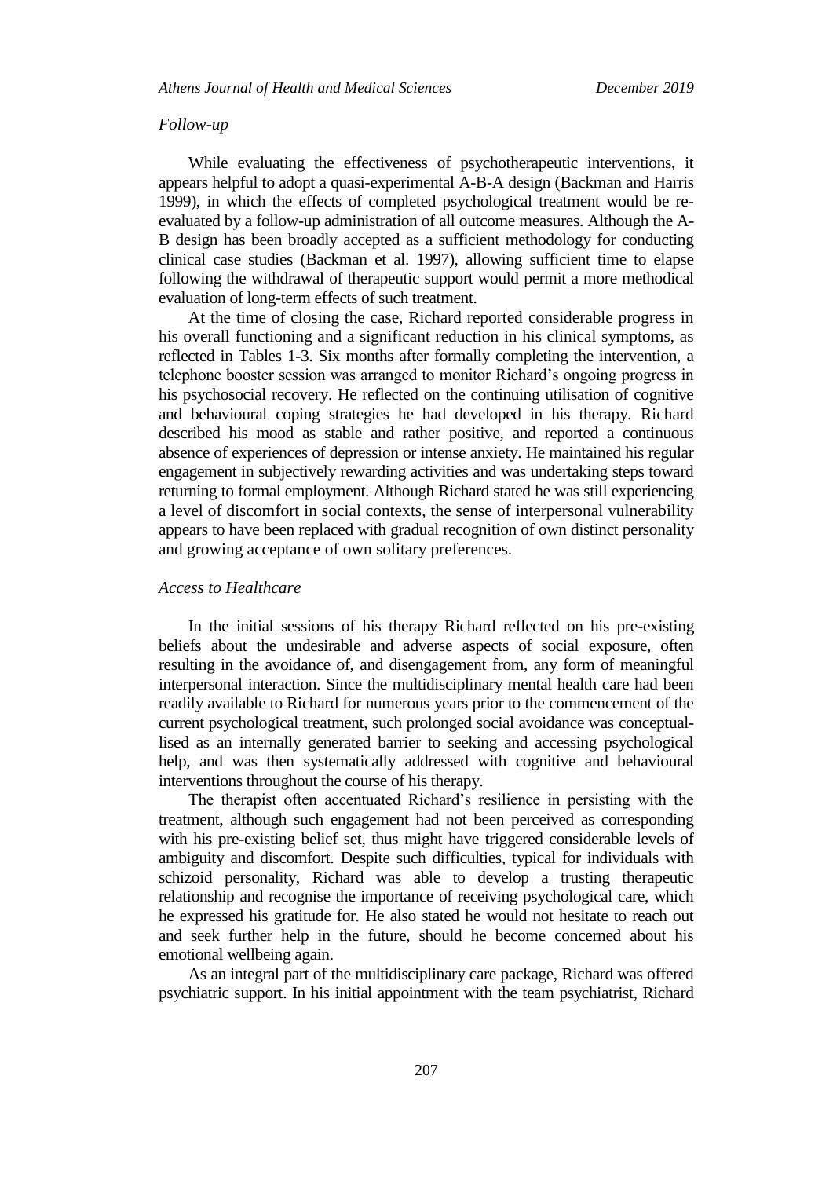*Follow-up*

While evaluating the effectiveness of psychotherapeutic interventions, it appears helpful to adopt a quasi-experimental A-B-A design (Backman and Harris 1999), in which the effects of completed psychological treatment would be re-evaluated by a follow-up administration of all outcome measures. Although the A-B design has been broadly accepted as a sufficient methodology for conducting clinical case studies (Backman et al. 1997), allowing sufficient time to elapse following the withdrawal of therapeutic support would permit a more methodical evaluation of long-term effects of such treatment.

At the time of closing the case, Richard reported considerable progress in his overall functioning and a significant reduction in his clinical symptoms, as reflected in Tables 1-3. Six months after formally completing the intervention, a telephone booster session was arranged to monitor Richard's ongoing progress in his psychosocial recovery. He reflected on the continuing utilisation of cognitive and behavioural coping strategies he had developed in his therapy. Richard described his mood as stable and rather positive, and reported a continuous absence of experiences of depression or intense anxiety. He maintained his regular engagement in subjectively rewarding activities and was undertaking steps toward returning to formal employment. Although Richard stated he was still experiencing a level of discomfort in social contexts, the sense of interpersonal vulnerability appears to have been replaced with gradual recognition of own distinct personality and growing acceptance of own solitary preferences.

*Access to Healthcare*

In the initial sessions of his therapy Richard reflected on his pre-existing beliefs about the undesirable and adverse aspects of social exposure, often resulting in the avoidance of, and disengagement from, any form of meaningful interpersonal interaction. Since the multidisciplinary mental health care had been readily available to Richard for numerous years prior to the commencement of the current psychological treatment, such prolonged social avoidance was conceptual-lised as an internally generated barrier to seeking and accessing psychological help, and was then systematically addressed with cognitive and behavioural interventions throughout the course of his therapy.

The therapist often accentuated Richard's resilience in persisting with the treatment, although such engagement had not been perceived as corresponding with his pre-existing belief set, thus might have triggered considerable levels of ambiguity and discomfort. Despite such difficulties, typical for individuals with schizoid personality, Richard was able to develop a trusting therapeutic relationship and recognise the importance of receiving psychological care, which he expressed his gratitude for. He also stated he would not hesitate to reach out and seek further help in the future, should he become concerned about his emotional wellbeing again.

As an integral part of the multidisciplinary care package, Richard was offered psychiatric support. In his initial appointment with the team psychiatrist, Richard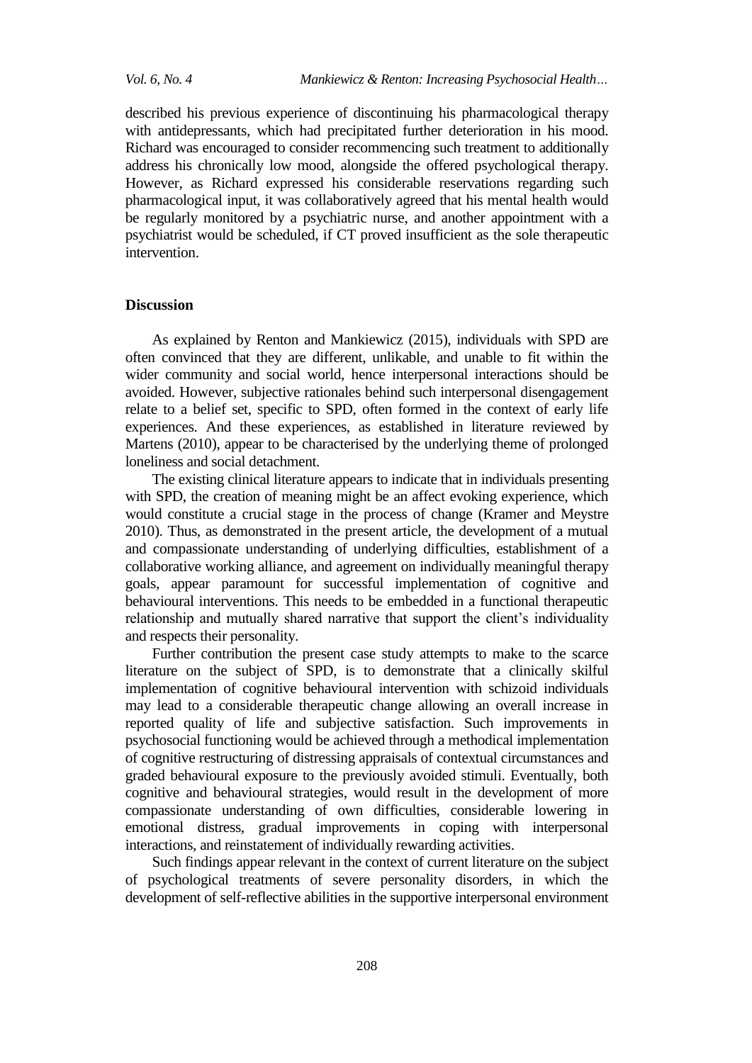described his previous experience of discontinuing his pharmacological therapy with antidepressants, which had precipitated further deterioration in his mood. Richard was encouraged to consider recommencing such treatment to additionally address his chronically low mood, alongside the offered psychological therapy. However, as Richard expressed his considerable reservations regarding such pharmacological input, it was collaboratively agreed that his mental health would be regularly monitored by a psychiatric nurse, and another appointment with a psychiatrist would be scheduled, if CT proved insufficient as the sole therapeutic intervention.

## Discussion

As explained by Renton and Mankiewicz (2015), individuals with SPD are often convinced that they are different, unlikable, and unable to fit within the wider community and social world, hence interpersonal interactions should be avoided. However, subjective rationales behind such interpersonal disengagement relate to a belief set, specific to SPD, often formed in the context of early life experiences. And these experiences, as established in literature reviewed by Martens (2010), appear to be characterised by the underlying theme of prolonged loneliness and social detachment.

The existing clinical literature appears to indicate that in individuals presenting with SPD, the creation of meaning might be an affect evoking experience, which would constitute a crucial stage in the process of change (Kramer and Meystre 2010). Thus, as demonstrated in the present article, the development of a mutual and compassionate understanding of underlying difficulties, establishment of a collaborative working alliance, and agreement on individually meaningful therapy goals, appear paramount for successful implementation of cognitive and behavioural interventions. This needs to be embedded in a functional therapeutic relationship and mutually shared narrative that support the client's individuality and respects their personality.

Further contribution the present case study attempts to make to the scarce literature on the subject of SPD, is to demonstrate that a clinically skilful implementation of cognitive behavioural intervention with schizoid individuals may lead to a considerable therapeutic change allowing an overall increase in reported quality of life and subjective satisfaction. Such improvements in psychosocial functioning would be achieved through a methodical implementation of cognitive restructuring of distressing appraisals of contextual circumstances and graded behavioural exposure to the previously avoided stimuli. Eventually, both cognitive and behavioural strategies, would result in the development of more compassionate understanding of own difficulties, considerable lowering in emotional distress, gradual improvements in coping with interpersonal interactions, and reinstatement of individually rewarding activities.

Such findings appear relevant in the context of current literature on the subject of psychological treatments of severe personality disorders, in which the development of self-reflective abilities in the supportive interpersonal environment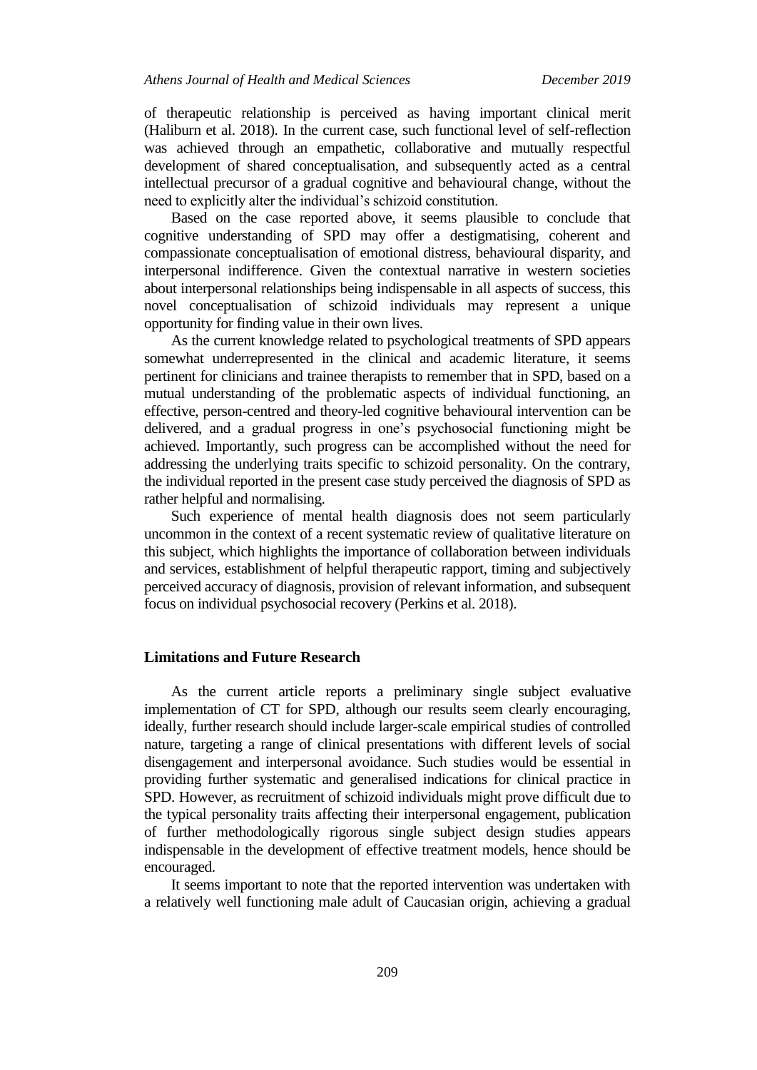of therapeutic relationship is perceived as having important clinical merit (Haliburn et al. 2018). In the current case, such functional level of self-reflection was achieved through an empathetic, collaborative and mutually respectful development of shared conceptualisation, and subsequently acted as a central intellectual precursor of a gradual cognitive and behavioural change, without the need to explicitly alter the individual's schizoid constitution.

Based on the case reported above, it seems plausible to conclude that cognitive understanding of SPD may offer a destigmatising, coherent and compassionate conceptualisation of emotional distress, behavioural disparity, and interpersonal indifference. Given the contextual narrative in western societies about interpersonal relationships being indispensable in all aspects of success, this novel conceptualisation of schizoid individuals may represent a unique opportunity for finding value in their own lives.

As the current knowledge related to psychological treatments of SPD appears somewhat underrepresented in the clinical and academic literature, it seems pertinent for clinicians and trainee therapists to remember that in SPD, based on a mutual understanding of the problematic aspects of individual functioning, an effective, person-centred and theory-led cognitive behavioural intervention can be delivered, and a gradual progress in one's psychosocial functioning might be achieved. Importantly, such progress can be accomplished without the need for addressing the underlying traits specific to schizoid personality. On the contrary, the individual reported in the present case study perceived the diagnosis of SPD as rather helpful and normalising.

Such experience of mental health diagnosis does not seem particularly uncommon in the context of a recent systematic review of qualitative literature on this subject, which highlights the importance of collaboration between individuals and services, establishment of helpful therapeutic rapport, timing and subjectively perceived accuracy of diagnosis, provision of relevant information, and subsequent focus on individual psychosocial recovery (Perkins et al. 2018).

## Limitations and Future Research

As the current article reports a preliminary single subject evaluative implementation of CT for SPD, although our results seem clearly encouraging, ideally, further research should include larger-scale empirical studies of controlled nature, targeting a range of clinical presentations with different levels of social disengagement and interpersonal avoidance. Such studies would be essential in providing further systematic and generalised indications for clinical practice in SPD. However, as recruitment of schizoid individuals might prove difficult due to the typical personality traits affecting their interpersonal engagement, publication of further methodologically rigorous single subject design studies appears indispensable in the development of effective treatment models, hence should be encouraged.

It seems important to note that the reported intervention was undertaken with a relatively well functioning male adult of Caucasian origin, achieving a gradual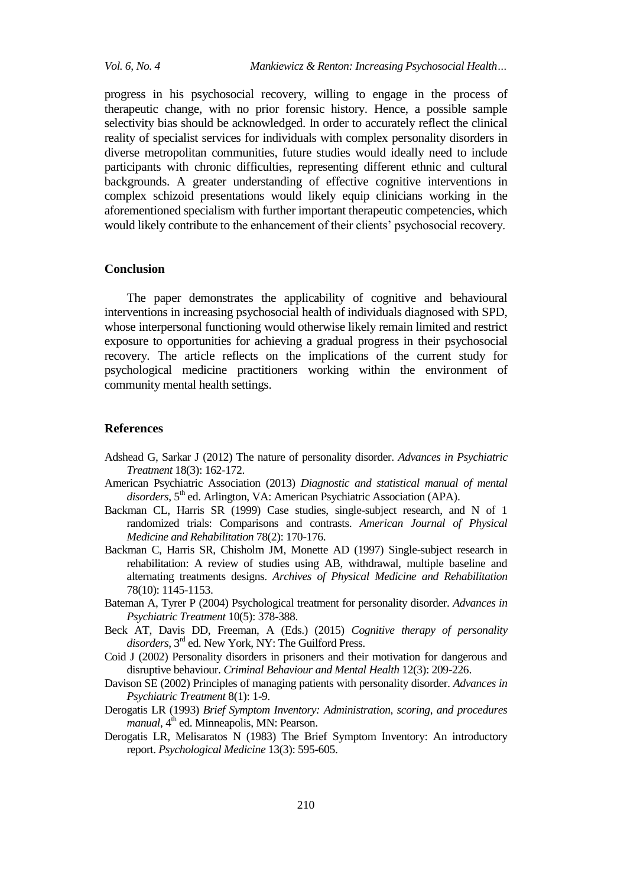progress in his psychosocial recovery, willing to engage in the process of therapeutic change, with no prior forensic history. Hence, a possible sample selectivity bias should be acknowledged. In order to accurately reflect the clinical reality of specialist services for individuals with complex personality disorders in diverse metropolitan communities, future studies would ideally need to include participants with chronic difficulties, representing different ethnic and cultural backgrounds. A greater understanding of effective cognitive interventions in complex schizoid presentations would likely equip clinicians working in the aforementioned specialism with further important therapeutic competencies, which would likely contribute to the enhancement of their clients' psychosocial recovery.

## Conclusion

The paper demonstrates the applicability of cognitive and behavioural interventions in increasing psychosocial health of individuals diagnosed with SPD, whose interpersonal functioning would otherwise likely remain limited and restrict exposure to opportunities for achieving a gradual progress in their psychosocial recovery. The article reflects on the implications of the current study for psychological medicine practitioners working within the environment of community mental health settings.

## References

Adshead G, Sarkar J (2012) The nature of personality disorder. *Advances in Psychiatric Treatment* 18(3): 162-172.

American Psychiatric Association (2013) *Diagnostic and statistical manual of mental disorders*, 5th ed. Arlington, VA: American Psychiatric Association (APA).

Backman CL, Harris SR (1999) Case studies, single-subject research, and N of 1 randomized trials: Comparisons and contrasts. *American Journal of Physical Medicine and Rehabilitation* 78(2): 170-176.

Backman C, Harris SR, Chisholm JM, Monette AD (1997) Single-subject research in rehabilitation: A review of studies using AB, withdrawal, multiple baseline and alternating treatments designs. *Archives of Physical Medicine and Rehabilitation* 78(10): 1145-1153.

Bateman A, Tyrer P (2004) Psychological treatment for personality disorder. *Advances in Psychiatric Treatment* 10(5): 378-388.

Beck AT, Davis DD, Freeman, A (Eds.) (2015) *Cognitive therapy of personality disorders*, 3rd ed. New York, NY: The Guilford Press.

Coid J (2002) Personality disorders in prisoners and their motivation for dangerous and disruptive behaviour. *Criminal Behaviour and Mental Health* 12(3): 209-226.

Davison SE (2002) Principles of managing patients with personality disorder. *Advances in Psychiatric Treatment* 8(1): 1-9.

Derogatis LR (1993) *Brief Symptom Inventory: Administration, scoring, and procedures manual*, 4th ed. Minneapolis, MN: Pearson.

Derogatis LR, Melisaratos N (1983) The Brief Symptom Inventory: An introductory report. *Psychological Medicine* 13(3): 595-605.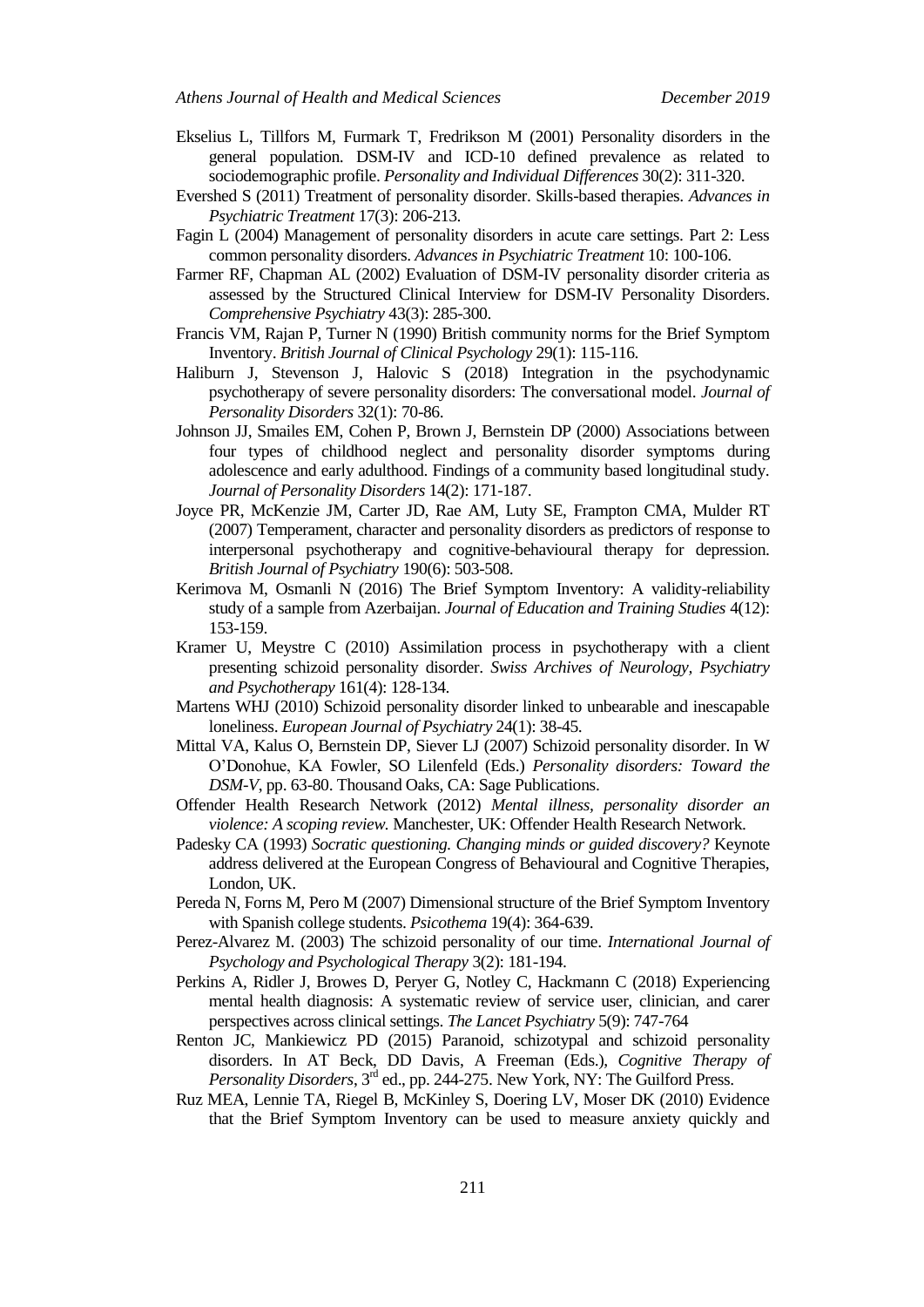Ekselius L, Tillfors M, Furmark T, Fredrikson M (2001) Personality disorders in the general population. DSM-IV and ICD-10 defined prevalence as related to sociodemographic profile. *Personality and Individual Differences* 30(2): 311-320.

Evershed S (2011) Treatment of personality disorder. Skills-based therapies. *Advances in Psychiatric Treatment* 17(3): 206-213.

Fagin L (2004) Management of personality disorders in acute care settings. Part 2: Less common personality disorders. *Advances in Psychiatric Treatment* 10: 100-106.

Farmer RF, Chapman AL (2002) Evaluation of DSM-IV personality disorder criteria as assessed by the Structured Clinical Interview for DSM-IV Personality Disorders. *Comprehensive Psychiatry* 43(3): 285-300.

Francis VM, Rajan P, Turner N (1990) British community norms for the Brief Symptom Inventory. *British Journal of Clinical Psychology* 29(1): 115-116.

Haliburn J, Stevenson J, Halovic S (2018) Integration in the psychodynamic psychotherapy of severe personality disorders: The conversational model. *Journal of Personality Disorders* 32(1): 70-86.

Johnson JJ, Smailes EM, Cohen P, Brown J, Bernstein DP (2000) Associations between four types of childhood neglect and personality disorder symptoms during adolescence and early adulthood. Findings of a community based longitudinal study. *Journal of Personality Disorders* 14(2): 171-187.

Joyce PR, McKenzie JM, Carter JD, Rae AM, Luty SE, Frampton CMA, Mulder RT (2007) Temperament, character and personality disorders as predictors of response to interpersonal psychotherapy and cognitive-behavioural therapy for depression. *British Journal of Psychiatry* 190(6): 503-508.

Kerimova M, Osmanli N (2016) The Brief Symptom Inventory: A validity-reliability study of a sample from Azerbaijan. *Journal of Education and Training Studies* 4(12): 153-159.

Kramer U, Meystre C (2010) Assimilation process in psychotherapy with a client presenting schizoid personality disorder. *Swiss Archives of Neurology, Psychiatry and Psychotherapy* 161(4): 128-134.

Martens WHJ (2010) Schizoid personality disorder linked to unbearable and inescapable loneliness. *European Journal of Psychiatry* 24(1): 38-45.

Mittal VA, Kalus O, Bernstein DP, Siever LJ (2007) Schizoid personality disorder. In W O'Donohue, KA Fowler, SO Lilenfeld (Eds.) *Personality disorders: Toward the DSM-V*, pp. 63-80. Thousand Oaks, CA: Sage Publications.

Offender Health Research Network (2012) *Mental illness, personality disorder an violence: A scoping review.* Manchester, UK: Offender Health Research Network.

Padesky CA (1993) *Socratic questioning. Changing minds or guided discovery?* Keynote address delivered at the European Congress of Behavioural and Cognitive Therapies, London, UK.

Pereda N, Forns M, Pero M (2007) Dimensional structure of the Brief Symptom Inventory with Spanish college students. *Psicothema* 19(4): 364-639.

Perez-Alvarez M. (2003) The schizoid personality of our time. *International Journal of Psychology and Psychological Therapy* 3(2): 181-194.

Perkins A, Ridler J, Browes D, Peryer G, Notley C, Hackmann C (2018) Experiencing mental health diagnosis: A systematic review of service user, clinician, and carer perspectives across clinical settings. *The Lancet Psychiatry* 5(9): 747-764

Renton JC, Mankiewicz PD (2015) Paranoid, schizotypal and schizoid personality disorders. In AT Beck, DD Davis, A Freeman (Eds.), *Cognitive Therapy of Personality Disorders*, 3rd ed., pp. 244-275. New York, NY: The Guilford Press.

Ruz MEA, Lennie TA, Riegel B, McKinley S, Doering LV, Moser DK (2010) Evidence that the Brief Symptom Inventory can be used to measure anxiety quickly and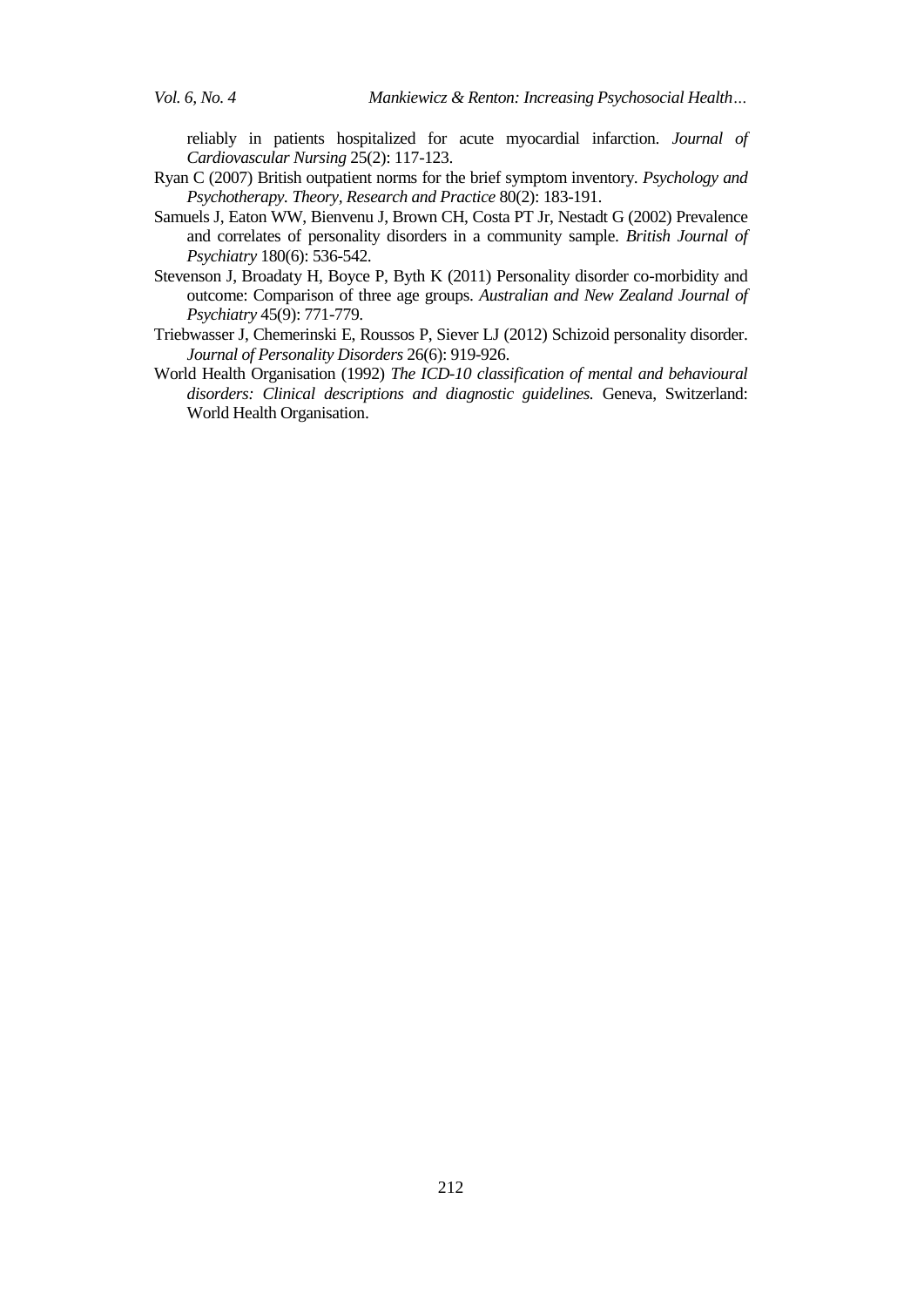reliably in patients hospitalized for acute myocardial infarction. *Journal of Cardiovascular Nursing* 25(2): 117-123.

Ryan C (2007) British outpatient norms for the brief symptom inventory. *Psychology and Psychotherapy. Theory, Research and Practice* 80(2): 183-191.

Samuels J, Eaton WW, Bienvenu J, Brown CH, Costa PT Jr, Nestadt G (2002) Prevalence and correlates of personality disorders in a community sample. *British Journal of Psychiatry* 180(6): 536-542.

Stevenson J, Broadaty H, Boyce P, Byth K (2011) Personality disorder co-morbidity and outcome: Comparison of three age groups. *Australian and New Zealand Journal of Psychiatry* 45(9): 771-779.

Triebwasser J, Chemerinski E, Roussos P, Siever LJ (2012) Schizoid personality disorder. *Journal of Personality Disorders* 26(6): 919-926.

World Health Organisation (1992) *The ICD-10 classification of mental and behavioural disorders: Clinical descriptions and diagnostic guidelines.* Geneva, Switzerland: World Health Organisation.